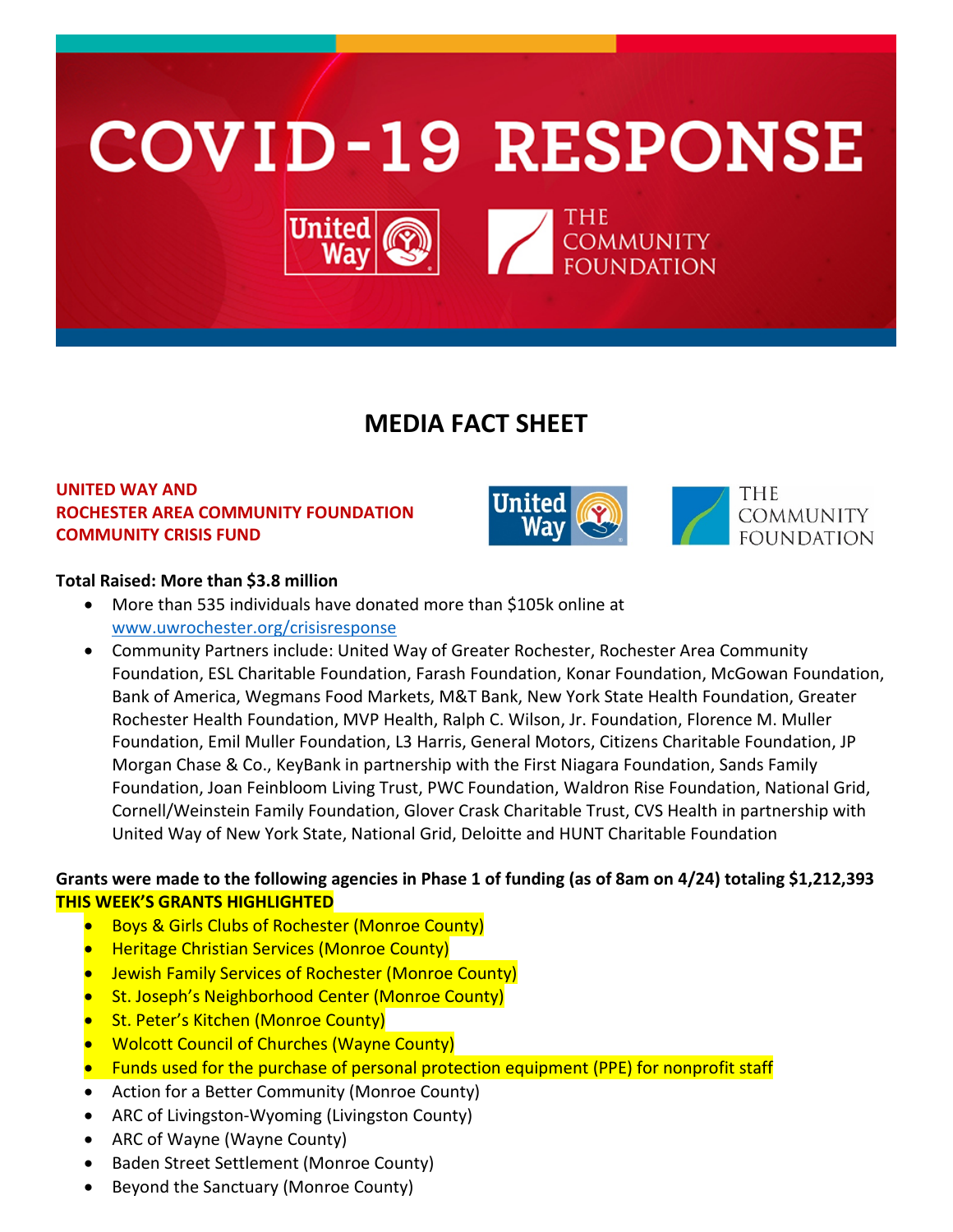# COVID-19 RESPONSE

United Way

THE COMMUNITY FOUNDATION

## MEDIA FACT SHEET

**UNITED WAY AND ROCHESTER AREA COMMUNITY FOUNDATION COMMUNITY CRISIS FUND**

United Way

THE COMMUNITY FOUNDATION

**Total Raised: More than $3.8 million**

- More than 535 individuals have donated more than $105k online at www.uwrochester.org/crisisresponse
- Community Partners include: United Way of Greater Rochester, Rochester Area Community Foundation, ESL Charitable Foundation, Farash Foundation, Konar Foundation, McGowan Foundation, Bank of America, Wegmans Food Markets, M&T Bank, New York State Health Foundation, Greater Rochester Health Foundation, MVP Health, Ralph C. Wilson, Jr. Foundation, Florence M. Muller Foundation, Emil Muller Foundation, L3 Harris, General Motors, Citizens Charitable Foundation, JP Morgan Chase & Co., KeyBank in partnership with the First Niagara Foundation, Sands Family Foundation, Joan Feinbloom Living Trust, PWC Foundation, Waldron Rise Foundation, National Grid, Cornell/Weinstein Family Foundation, Glover Crask Charitable Trust, CVS Health in partnership with United Way of New York State, National Grid, Deloitte and HUNT Charitable Foundation

**Grants were made to the following agencies in Phase 1 of funding (as of 8am on 4/24) totaling $1,212,393**
**THIS WEEK'S GRANTS HIGHLIGHTED**

- Boys & Girls Clubs of Rochester (Monroe County)
- Heritage Christian Services (Monroe County)
- Jewish Family Services of Rochester (Monroe County)
- St. Joseph's Neighborhood Center (Monroe County)
- St. Peter's Kitchen (Monroe County)
- Wolcott Council of Churches (Wayne County)
- Funds used for the purchase of personal protection equipment (PPE) for nonprofit staff
- Action for a Better Community (Monroe County)
- ARC of Livingston-Wyoming (Livingston County)
- ARC of Wayne (Wayne County)
- Baden Street Settlement (Monroe County)
- Beyond the Sanctuary (Monroe County)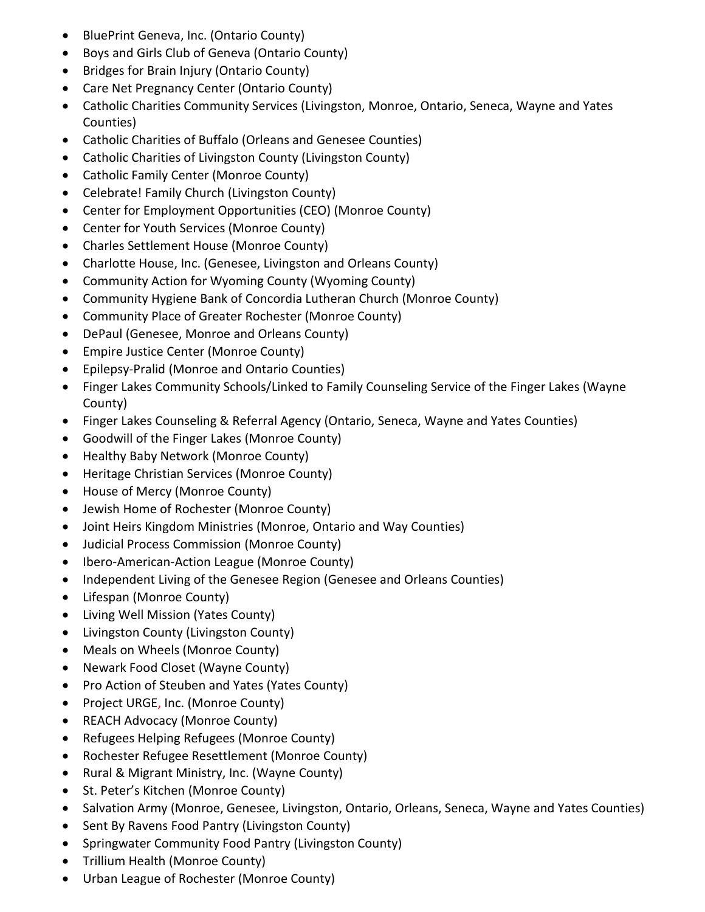- BluePrint Geneva, Inc. (Ontario County)
- Boys and Girls Club of Geneva (Ontario County)
- Bridges for Brain Injury (Ontario County)
- Care Net Pregnancy Center (Ontario County)
- Catholic Charities Community Services (Livingston, Monroe, Ontario, Seneca, Wayne and Yates Counties)
- Catholic Charities of Buffalo (Orleans and Genesee Counties)
- Catholic Charities of Livingston County (Livingston County)
- Catholic Family Center (Monroe County)
- Celebrate! Family Church (Livingston County)
- Center for Employment Opportunities (CEO) (Monroe County)
- Center for Youth Services (Monroe County)
- Charles Settlement House (Monroe County)
- Charlotte House, Inc. (Genesee, Livingston and Orleans County)
- Community Action for Wyoming County (Wyoming County)
- Community Hygiene Bank of Concordia Lutheran Church (Monroe County)
- Community Place of Greater Rochester (Monroe County)
- DePaul (Genesee, Monroe and Orleans County)
- Empire Justice Center (Monroe County)
- Epilepsy-Pralid (Monroe and Ontario Counties)
- Finger Lakes Community Schools/Linked to Family Counseling Service of the Finger Lakes (Wayne County)
- Finger Lakes Counseling & Referral Agency (Ontario, Seneca, Wayne and Yates Counties)
- Goodwill of the Finger Lakes (Monroe County)
- Healthy Baby Network (Monroe County)
- Heritage Christian Services (Monroe County)
- House of Mercy (Monroe County)
- Jewish Home of Rochester (Monroe County)
- Joint Heirs Kingdom Ministries (Monroe, Ontario and Way Counties)
- Judicial Process Commission (Monroe County)
- Ibero-American-Action League (Monroe County)
- Independent Living of the Genesee Region (Genesee and Orleans Counties)
- Lifespan (Monroe County)
- Living Well Mission (Yates County)
- Livingston County (Livingston County)
- Meals on Wheels (Monroe County)
- Newark Food Closet (Wayne County)
- Pro Action of Steuben and Yates (Yates County)
- Project URGE, Inc. (Monroe County)
- REACH Advocacy (Monroe County)
- Refugees Helping Refugees (Monroe County)
- Rochester Refugee Resettlement (Monroe County)
- Rural & Migrant Ministry, Inc. (Wayne County)
- St. Peter's Kitchen (Monroe County)
- Salvation Army (Monroe, Genesee, Livingston, Ontario, Orleans, Seneca, Wayne and Yates Counties)
- Sent By Ravens Food Pantry (Livingston County)
- Springwater Community Food Pantry (Livingston County)
- Trillium Health (Monroe County)
- Urban League of Rochester (Monroe County)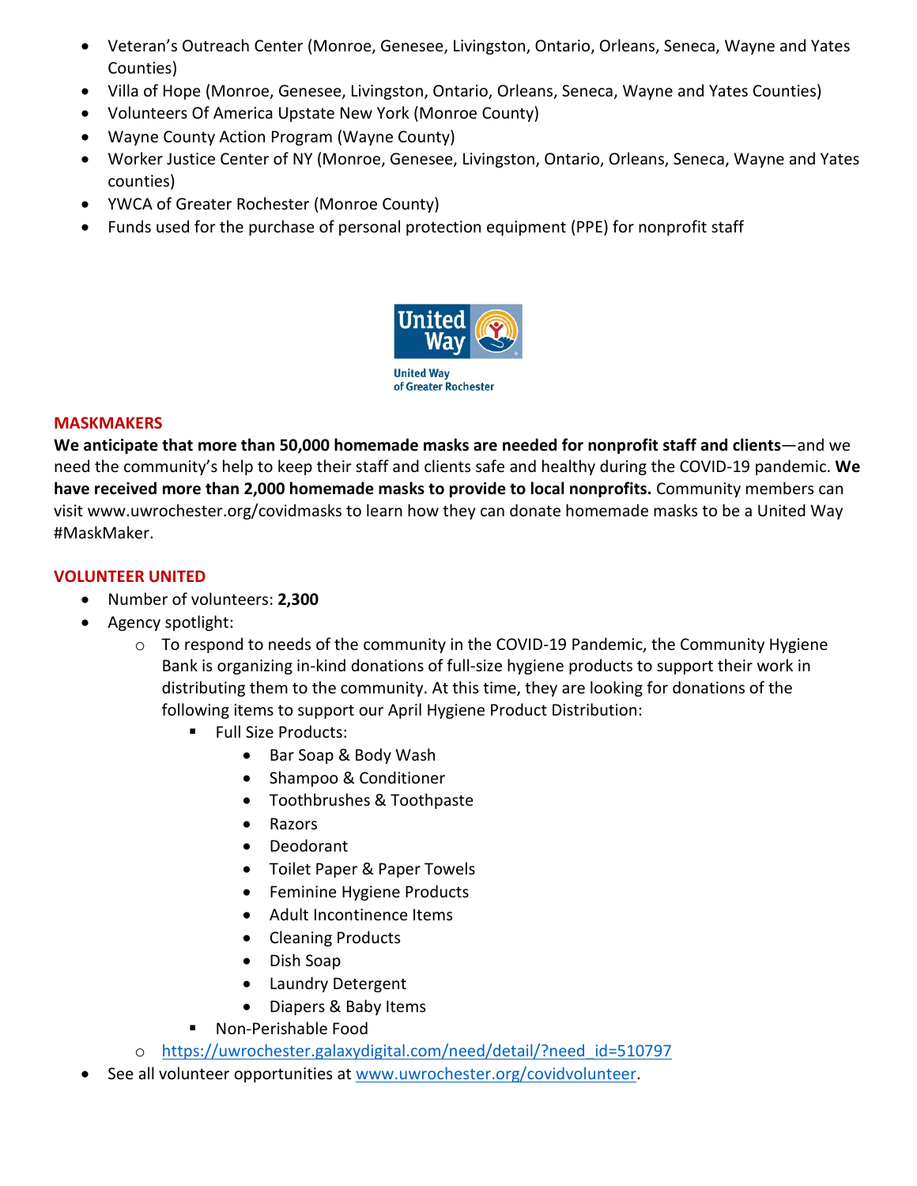- Veteran's Outreach Center (Monroe, Genesee, Livingston, Ontario, Orleans, Seneca, Wayne and Yates Counties)
- Villa of Hope (Monroe, Genesee, Livingston, Ontario, Orleans, Seneca, Wayne and Yates Counties)
- Volunteers Of America Upstate New York (Monroe County)
- Wayne County Action Program (Wayne County)
- Worker Justice Center of NY (Monroe, Genesee, Livingston, Ontario, Orleans, Seneca, Wayne and Yates counties)
- YWCA of Greater Rochester (Monroe County)
- Funds used for the purchase of personal protection equipment (PPE) for nonprofit staff

United Way of Greater Rochester

## MASKMAKERS

**We anticipate that more than 50,000 homemade masks are needed for nonprofit staff and clients**—and we need the community's help to keep their staff and clients safe and healthy during the COVID-19 pandemic. **We have received more than 2,000 homemade masks to provide to local nonprofits.** Community members can visit www.uwrochester.org/covidmasks to learn how they can donate homemade masks to be a United Way #MaskMaker.

## VOLUNTEER UNITED

- Number of volunteers: **2,300**
- Agency spotlight:
  - To respond to needs of the community in the COVID-19 Pandemic, the Community Hygiene Bank is organizing in-kind donations of full-size hygiene products to support their work in distributing them to the community. At this time, they are looking for donations of the following items to support our April Hygiene Product Distribution:
    - Full Size Products:
      - Bar Soap & Body Wash
      - Shampoo & Conditioner
      - Toothbrushes & Toothpaste
      - Razors
      - Deodorant
      - Toilet Paper & Paper Towels
      - Feminine Hygiene Products
      - Adult Incontinence Items
      - Cleaning Products
      - Dish Soap
      - Laundry Detergent
      - Diapers & Baby Items
    - Non-Perishable Food
  - https://uwrochester.galaxydigital.com/need/detail/?need_id=510797
- See all volunteer opportunities at www.uwrochester.org/covidvolunteer.